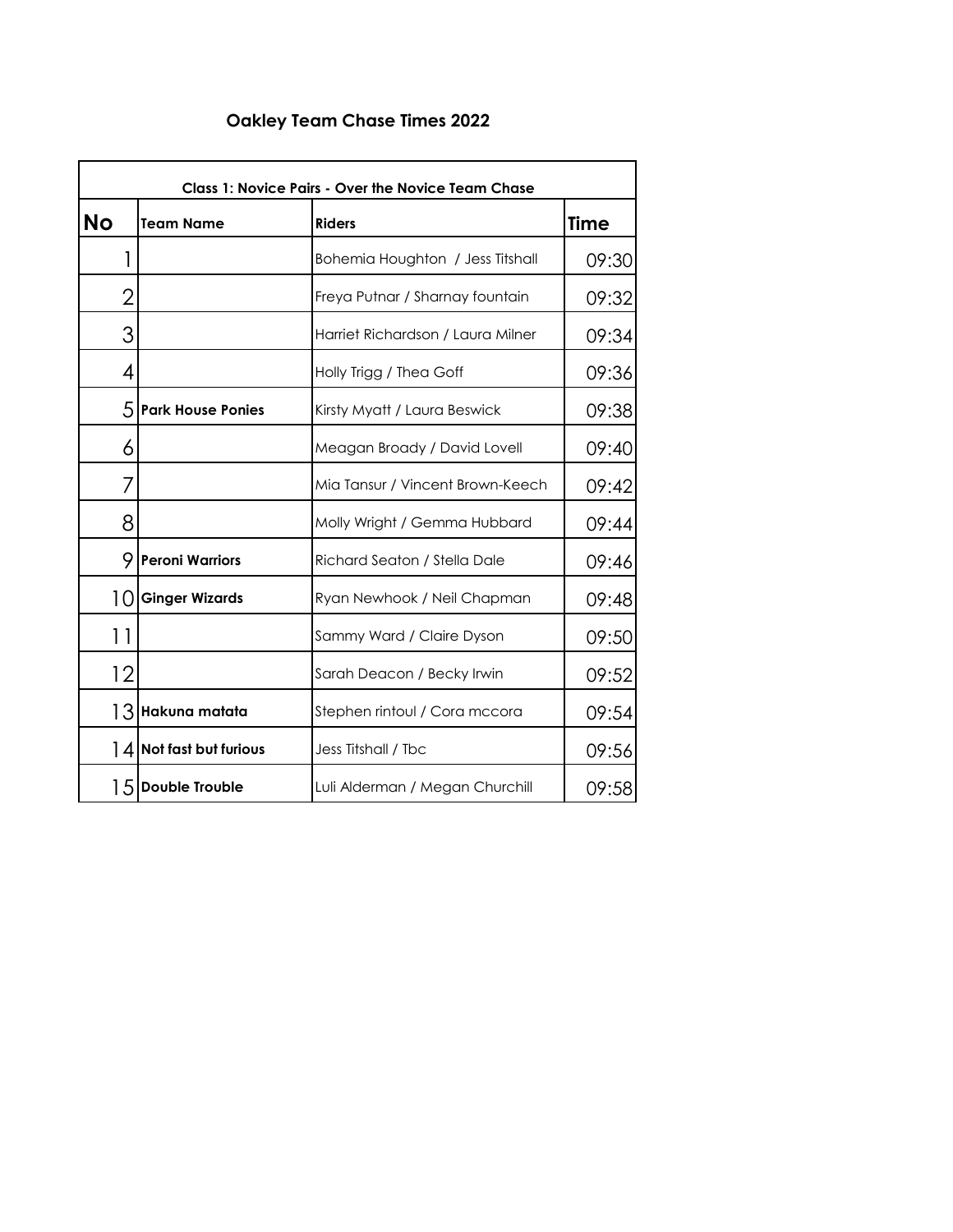# Oakley Team Chase Times 2022

| Class 1: Novice Pairs - Over the Novice Team Chase | | | |
|---|---|---|---|
| **No** | **Team Name** | **Riders** | **Time** |
| 1 | | Bohemia Houghton / Jess Titshall | 09:30 |
| 2 | | Freya Putnar / Sharnay fountain | 09:32 |
| 3 | | Harriet Richardson / Laura Milner | 09:34 |
| 4 | | Holly Trigg / Thea Goff | 09:36 |
| 5 | **Park House Ponies** | Kirsty Myatt / Laura Beswick | 09:38 |
| 6 | | Meagan Broady / David Lovell | 09:40 |
| 7 | | Mia Tansur / Vincent Brown-Keech | 09:42 |
| 8 | | Molly Wright / Gemma Hubbard | 09:44 |
| 9 | **Peroni Warriors** | Richard Seaton / Stella Dale | 09:46 |
| 10 | **Ginger Wizards** | Ryan Newhook / Neil Chapman | 09:48 |
| 11 | | Sammy Ward / Claire Dyson | 09:50 |
| 12 | | Sarah Deacon / Becky Irwin | 09:52 |
| 13 | **Hakuna matata** | Stephen rintoul / Cora mccora | 09:54 |
| 14 | **Not fast but furious** | Jess Titshall / Tbc | 09:56 |
| 15 | **Double Trouble** | Luli Alderman / Megan Churchill | 09:58 |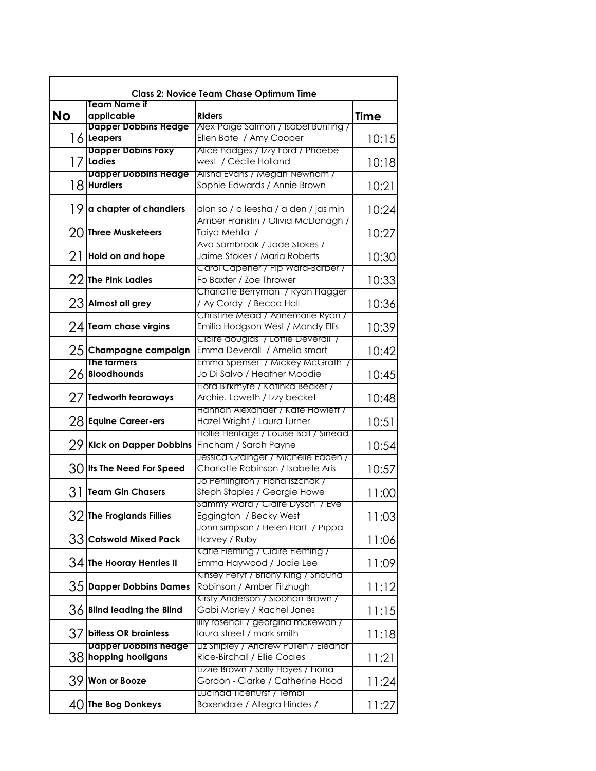| Class 2: Novice Team Chase Optimum Time | | | |
|---|---|---|---|
| **No** | **Team Name if applicable** | **Riders** | **Time** |
| 16 | **Dapper Dobbins Hedge Leapers** | Alex-Paige Salmon / Isabel Bunting / Ellen Bate / Amy Cooper | 10:15 |
| 17 | **Dapper Dobins Foxy Ladies** | Alice hodges / Izzy Ford / Phoebe west / Cecile Holland | 10:18 |
| 18 | **Dapper Dobbins Hedge Hurdlers** | Alisha Evans / Megan Newham / Sophie Edwards / Annie Brown | 10:21 |
| 19 | **a chapter of chandlers** | alon so / a leesha / a den / jas min | 10:24 |
| 20 | **Three Musketeers** | Amber Franklin / Olivia McDonagh / Taiya Mehta / | 10:27 |
| 21 | **Hold on and hope** | Ava Sambrook / Jade Stokes / Jaime Stokes / Maria Roberts | 10:30 |
| 22 | **The Pink Ladies** | Carol Capener / Pip Ward-Barber / Fo Baxter / Zoe Thrower | 10:33 |
| 23 | **Almost all grey** | Charlotte Berryman / Ryan Hagger / Ay Cordy / Becca Hall | 10:36 |
| 24 | **Team chase virgins** | Christine Mead / Annemarie Ryan / Emilia Hodgson West / Mandy Ellis | 10:39 |
| 25 | **Champagne campaign** | Claire douglas / Lottie Deverall / Emma Deverall / Amelia smart | 10:42 |
| 26 | **The farmers Bloodhounds** | Emma Spenser / Mickey McGrath / Jo Di Salvo / Heather Moodie | 10:45 |
| 27 | **Tedworth tearaways** | Flora Birkmyre / Katinka Becket / Archie. Loweth / Izzy becket | 10:48 |
| 28 | **Equine Career-ers** | Hannah Alexander / Kate Howlett / Hazel Wright / Laura Turner | 10:51 |
| 29 | **Kick on Dapper Dobbins** | Hollie Heritage / Louise Ball / Sinead Fincham / Sarah Payne | 10:54 |
| 30 | **Its The Need For Speed** | Jessica Grainger / Michelle Edden / Charlotte Robinson / Isabelle Aris | 10:57 |
| 31 | **Team Gin Chasers** | Jo Penlington / Fiona Iszchak / Steph Staples / Georgie Howe | 11:00 |
| 32 | **The Froglands Fillies** | Sammy Ward / Claire Dyson / Eve Eggington / Becky West | 11:03 |
| 33 | **Cotswold Mixed Pack** | John simpson / Helen Hart / Pippa Harvey / Ruby | 11:06 |
| 34 | **The Hooray Henries II** | Katie Fleming / Claire Fleming / Emma Haywood / Jodie Lee | 11:09 |
| 35 | **Dapper Dobbins Dames** | Kinsey Petyt / Briony King / Shauna Robinson / Amber Fitzhugh | 11:12 |
| 36 | **Blind leading the Blind** | Kirsty Anderson / Siobhan Brown / Gabi Morley / Rachel Jones | 11:15 |
| 37 | **bitless OR brainless** | lilly rosehall / georgina mckewan / laura street / mark smith | 11:18 |
| 38 | **Dapper Dobbins hedge hopping hooligans** | Liz Shipley / Andrew Pullen / Eleanor Rice-Birchall / Ellie Coales | 11:21 |
| 39 | **Won or Booze** | Lizzie Brown / Sally Hayes / Fiona Gordon - Clarke / Catherine Hood | 11:24 |
| 40 | **The Bog Donkeys** | Lucinda Ticehurst / Tembi Baxendale / Allegra Hindes / | 11:27 |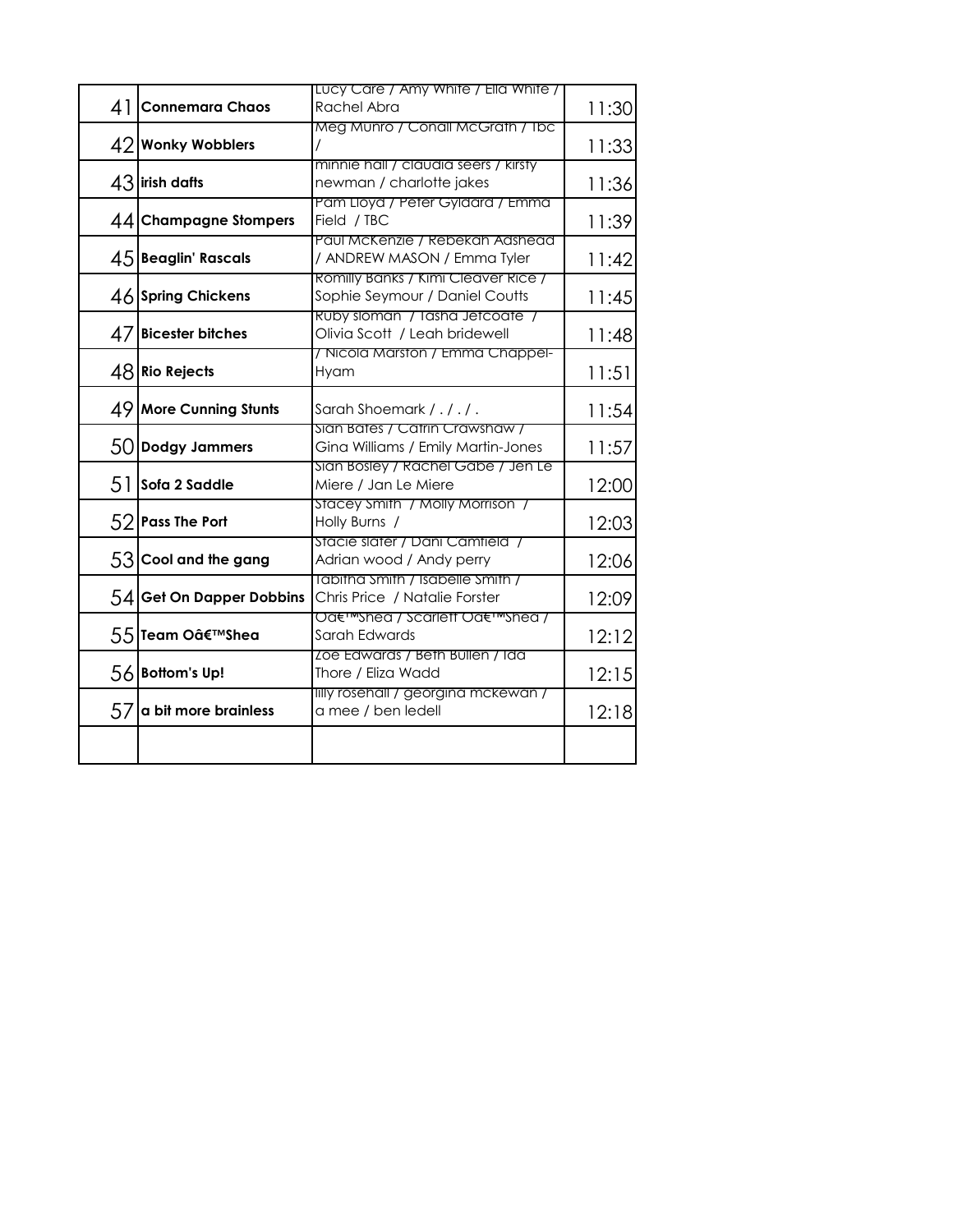| | | | |
|---|---|---|---|
| 41 | **Connemara Chaos** | Lucy Care / Amy White / Ella White / Rachel Abra | 11:30 |
| 42 | **Wonky Wobblers** | Meg Munro / Conall McGrath / Tbc / | 11:33 |
| 43 | **irish dafts** | minnie hall / claudia seers / kirsty newman / charlotte jakes | 11:36 |
| 44 | **Champagne Stompers** | Pam Lloyd / Peter Gyldard / Emma Field / TBC | 11:39 |
| 45 | **Beaglin' Rascals** | Paul McKenzie / Rebekah Adshead / ANDREW MASON / Emma Tyler | 11:42 |
| 46 | **Spring Chickens** | Romilly Banks / Kimi Cleaver Rice / Sophie Seymour / Daniel Coutts | 11:45 |
| 47 | **Bicester bitches** | Ruby sloman / Tasha Jetcoate / Olivia Scott / Leah bridewell | 11:48 |
| 48 | **Rio Rejects** | / Nicola Marston / Emma Chappel-Hyam | 11:51 |
| 49 | **More Cunning Stunts** | Sarah Shoemark / . / . / . | 11:54 |
| 50 | **Dodgy Jammers** | Sian Bates / Catrin Crawshaw / Gina Williams / Emily Martin-Jones | 11:57 |
| 51 | **Sofa 2 Saddle** | Sian Bosley / Rachel Gabe / Jen Le Miere / Jan Le Miere | 12:00 |
| 52 | **Pass The Port** | Stacey Smith / Molly Morrison / Holly Burns / | 12:03 |
| 53 | **Cool and the gang** | Stacie slater / Dani Camfield / Adrian wood / Andy perry | 12:06 |
| 54 | **Get On Dapper Dobbins** | Tabitha Smith / Isabelle Smith / Chris Price / Natalie Forster | 12:09 |
| 55 | **Team Oâ€™Shea** | Oâ€™Shea / Scarlett Oâ€™Shea / Sarah Edwards | 12:12 |
| 56 | **Bottom's Up!** | Zoe Edwards / Beth Bullen / Ida Thore / Eliza Wadd | 12:15 |
| 57 | **a bit more brainless** | lilly rosehall / georgina mckewan / a mee / ben ledell | 12:18 |
| | | | |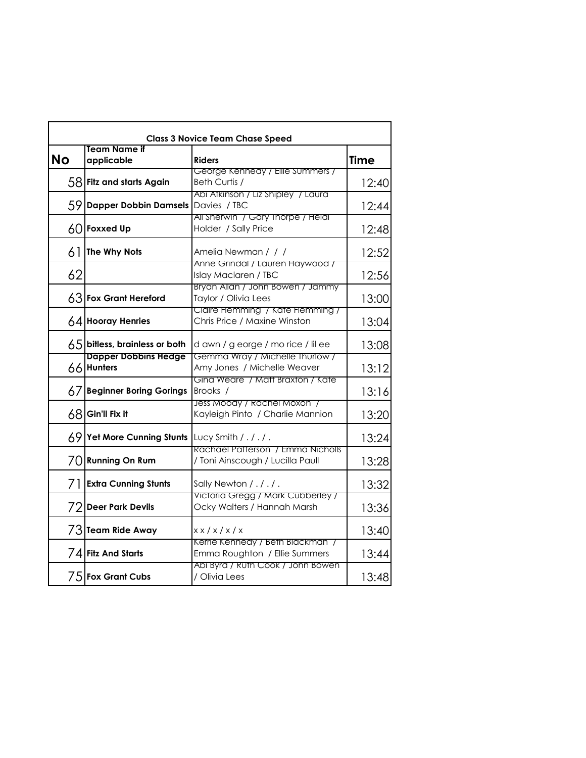| Class 3 Novice Team Chase Speed | | | |
|---|---|---|---|
| **No** | **Team Name if applicable** | **Riders** | **Time** |
| 58 | **Fitz and starts Again** | George Kennedy / Ellie Summers / Beth Curtis / | 12:40 |
| 59 | **Dapper Dobbin Damsels** | Abi Atkinson / Liz Shipley / Laura Davies / TBC | 12:44 |
| 60 | **Foxxed Up** | Ali Sherwin / Gary Thorpe / Heidi Holder / Sally Price | 12:48 |
| 61 | **The Why Nots** | Amelia Newman / / / | 12:52 |
| 62 | | Anne Grindal / Lauren Haywood / Islay Maclaren / TBC | 12:56 |
| 63 | **Fox Grant Hereford** | Bryan Allan / John Bowen / Jammy Taylor / Olivia Lees | 13:00 |
| 64 | **Hooray Henries** | Claire Flemming / Kate Flemming / Chris Price / Maxine Winston | 13:04 |
| 65 | **bitless, brainless or both** | d awn / g eorge / mo rice / lil ee | 13:08 |
| 66 | **Dapper Dobbins Hedge Hunters** | Gemma Wray / Michelle Thurlow / Amy Jones / Michelle Weaver | 13:12 |
| 67 | **Beginner Boring Gorings** | Gina Weare / Matt Braxton / Kate Brooks / | 13:16 |
| 68 | **Gin'll Fix it** | Jess Moody / Rachel Moxon / Kayleigh Pinto / Charlie Mannion | 13:20 |
| 69 | **Yet More Cunning Stunts** | Lucy Smith / . / . / . | 13:24 |
| 70 | **Running On Rum** | Rachael Patterson / Emma Nicholls / Toni Ainscough / Lucilla Paull | 13:28 |
| 71 | **Extra Cunning Stunts** | Sally Newton / . / . / . | 13:32 |
| 72 | **Deer Park Devils** | Victoria Gregg / Mark Cubberley / Ocky Walters / Hannah Marsh | 13:36 |
| 73 | **Team Ride Away** | x x / x / x / x | 13:40 |
| 74 | **Fitz And Starts** | Kerrie Kennedy / Beth Blackman / Emma Roughton / Ellie Summers | 13:44 |
| 75 | **Fox Grant Cubs** | Abi Byrd / Ruth Cook / John Bowen / Olivia Lees | 13:48 |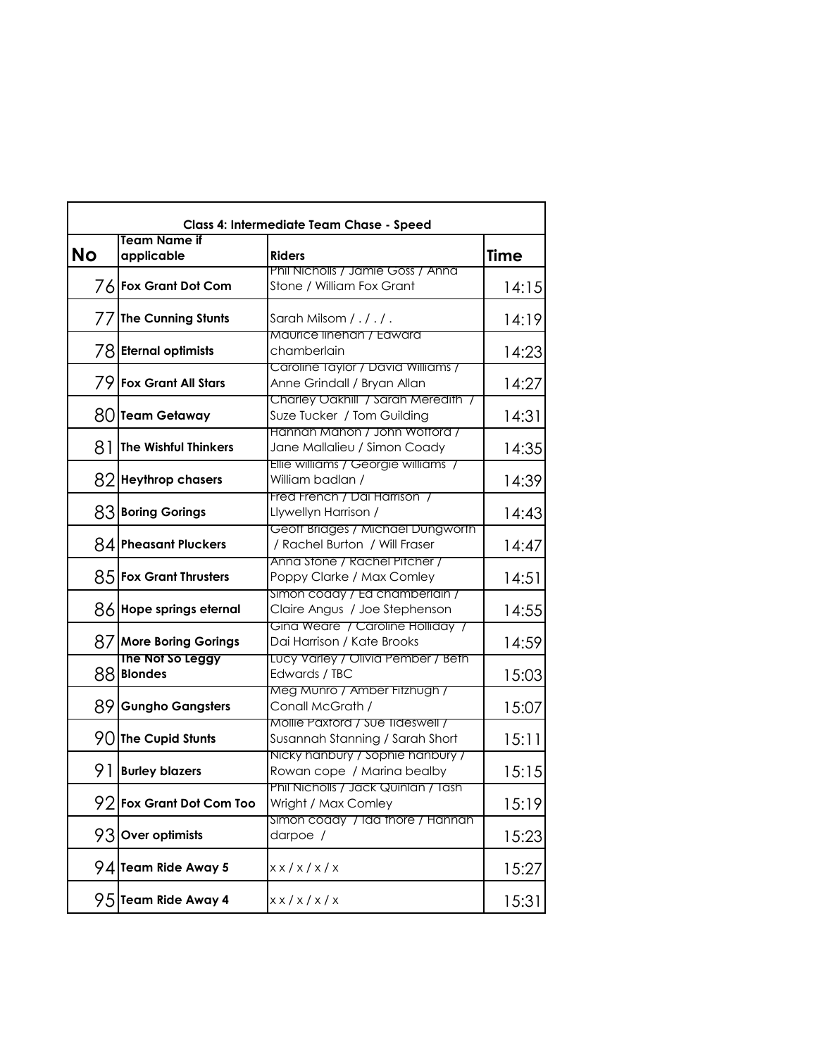| Class 4: Intermediate Team Chase - Speed | | | |
|---|---|---|---|
| **No** | **Team Name if applicable** | **Riders** | **Time** |
| 76 | **Fox Grant Dot Com** | Phil Nicholls / Jamie Goss / Anna Stone / William Fox Grant | 14:15 |
| 77 | **The Cunning Stunts** | Sarah Milsom / . / . / . | 14:19 |
| 78 | **Eternal optimists** | Maurice linehan / Edward chamberlain | 14:23 |
| 79 | **Fox Grant All Stars** | Caroline Taylor / David Williams / Anne Grindall / Bryan Allan | 14:27 |
| 80 | **Team Getaway** | Charley Oakhill / Sarah Meredith / Suze Tucker / Tom Guilding | 14:31 |
| 81 | **The Wishful Thinkers** | Hannah Mahon / John Wofford / Jane Mallalieu / Simon Coady | 14:35 |
| 82 | **Heythrop chasers** | Ellie williams / Georgie williams / William badlan / | 14:39 |
| 83 | **Boring Gorings** | Fred French / Dai Harrison / Llywellyn Harrison / | 14:43 |
| 84 | **Pheasant Pluckers** | Geoff Bridges / Michael Dungworth / Rachel Burton / Will Fraser | 14:47 |
| 85 | **Fox Grant Thrusters** | Anna Stone / Rachel Pitcher / Poppy Clarke / Max Comley | 14:51 |
| 86 | **Hope springs eternal** | Simon coady / Ed chamberlain / Claire Angus / Joe Stephenson | 14:55 |
| 87 | **More Boring Gorings** | Gina Weare / Caroline Holliday / Dai Harrison / Kate Brooks | 14:59 |
| 88 | **The Not So Leggy Blondes** | Lucy Varley / Olivia Pember / Beth Edwards / TBC | 15:03 |
| 89 | **Gungho Gangsters** | Meg Munro / Amber Fitzhugh / Conall McGrath / | 15:07 |
| 90 | **The Cupid Stunts** | Mollie Paxford / Sue Tideswell / Susannah Stanning / Sarah Short | 15:11 |
| 91 | **Burley blazers** | Nicky hanbury / Sophie hanbury / Rowan cope / Marina bealby | 15:15 |
| 92 | **Fox Grant Dot Com Too** | Phil Nicholls / Jack Quinlan / Tash Wright / Max Comley | 15:19 |
| 93 | **Over optimists** | Simon coady / Ida thore / Hannah darpoe / | 15:23 |
| 94 | **Team Ride Away 5** | x x / x / x / x | 15:27 |
| 95 | **Team Ride Away 4** | x x / x / x / x | 15:31 |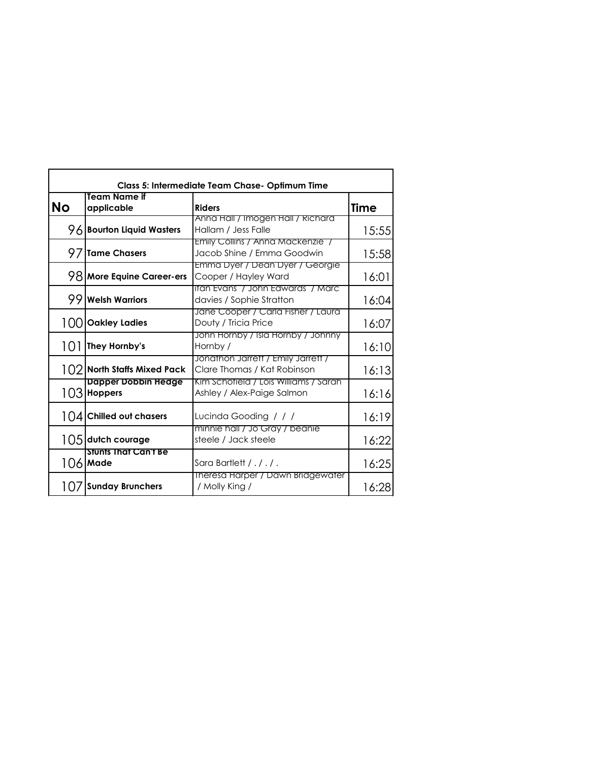| Class 5: Intermediate Team Chase- Optimum Time | | | |
|---|---|---|---|
| **No** | **Team Name if applicable** | **Riders** | **Time** |
| 96 | **Bourton Liquid Wasters** | Anna Hall / Imogen Hall / Richard Hallam / Jess Falle | 15:55 |
| 97 | **Tame Chasers** | Emily Collins / Anna Mackenzie / Jacob Shine / Emma Goodwin | 15:58 |
| 98 | **More Equine Career-ers** | Emma Dyer / Dean Dyer / Georgie Cooper / Hayley Ward | 16:01 |
| 99 | **Welsh Warriors** | ifan Evans / John Edwards / Marc davies / Sophie Stratton | 16:04 |
| 100 | **Oakley Ladies** | Jane Cooper / Carla Fisher / Laura Douty / Tricia Price | 16:07 |
| 101 | **They Hornby's** | John Hornby / Isla Hornby / Johnny Hornby / | 16:10 |
| 102 | **North Staffs Mixed Pack** | Jonathon Jarrett / Emily Jarrett / Clare Thomas / Kat Robinson | 16:13 |
| 103 | **Dapper Dobbin Hedge Hoppers** | Kim Schofield / Lois Williams / Sarah Ashley / Alex-Paige Salmon | 16:16 |
| 104 | **Chilled out chasers** | Lucinda Gooding / / / | 16:19 |
| 105 | **dutch courage** | minnie hall / Jo Gray / beanie steele / Jack steele | 16:22 |
| 106 | **Stunts That Can't Be Made** | Sara Bartlett / . / . / . | 16:25 |
| 107 | **Sunday Brunchers** | Theresa Harper / Dawn Bridgewater / Molly King / | 16:28 |